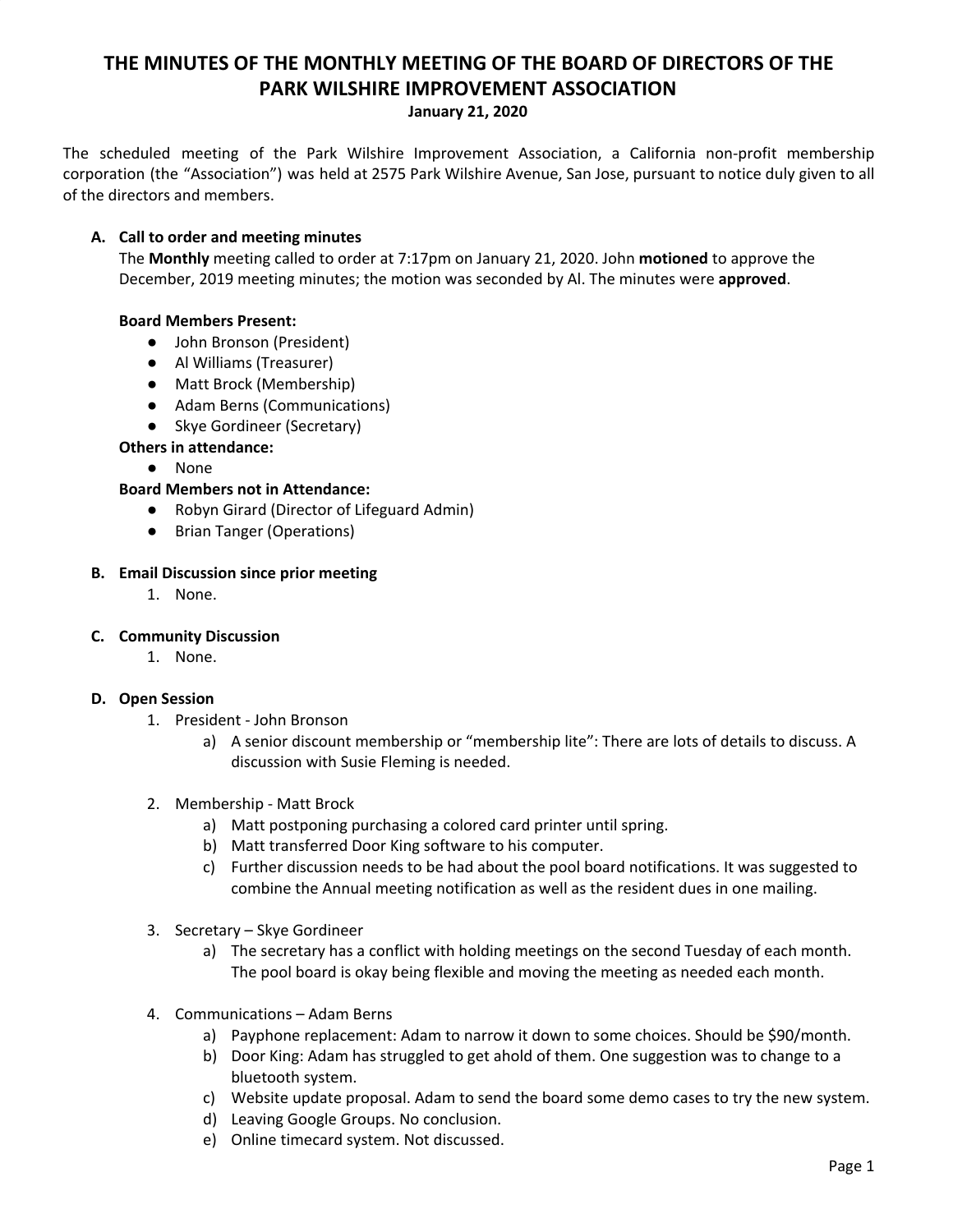# THE MINUTES OF THE MONTHLY MEETING OF THE BOARD OF DIRECTORS OF THE PARK WILSHIRE IMPROVEMENT ASSOCIATION

**January 21, 2020**

The scheduled meeting of the Park Wilshire Improvement Association, a California non-profit membership corporation (the "Association") was held at 2575 Park Wilshire Avenue, San Jose, pursuant to notice duly given to all of the directors and members.

**A. Call to order and meeting minutes**

The **Monthly** meeting called to order at 7:17pm on January 21, 2020. John **motioned** to approve the December, 2019 meeting minutes; the motion was seconded by Al. The minutes were **approved**.

**Board Members Present:**

- John Bronson (President)
- Al Williams (Treasurer)
- Matt Brock (Membership)
- Adam Berns (Communications)
- Skye Gordineer (Secretary)

**Others in attendance:**

- None

**Board Members not in Attendance:**

- Robyn Girard (Director of Lifeguard Admin)
- Brian Tanger (Operations)

**B. Email Discussion since prior meeting**

1. None.

**C. Community Discussion**

1. None.

**D. Open Session**

1. President - John Bronson
   a) A senior discount membership or "membership lite": There are lots of details to discuss. A discussion with Susie Fleming is needed.

2. Membership - Matt Brock
   a) Matt postponing purchasing a colored card printer until spring.
   b) Matt transferred Door King software to his computer.
   c) Further discussion needs to be had about the pool board notifications. It was suggested to combine the Annual meeting notification as well as the resident dues in one mailing.

3. Secretary – Skye Gordineer
   a) The secretary has a conflict with holding meetings on the second Tuesday of each month. The pool board is okay being flexible and moving the meeting as needed each month.

4. Communications – Adam Berns
   a) Payphone replacement: Adam to narrow it down to some choices. Should be $90/month.
   b) Door King: Adam has struggled to get ahold of them. One suggestion was to change to a bluetooth system.
   c) Website update proposal. Adam to send the board some demo cases to try the new system.
   d) Leaving Google Groups. No conclusion.
   e) Online timecard system. Not discussed.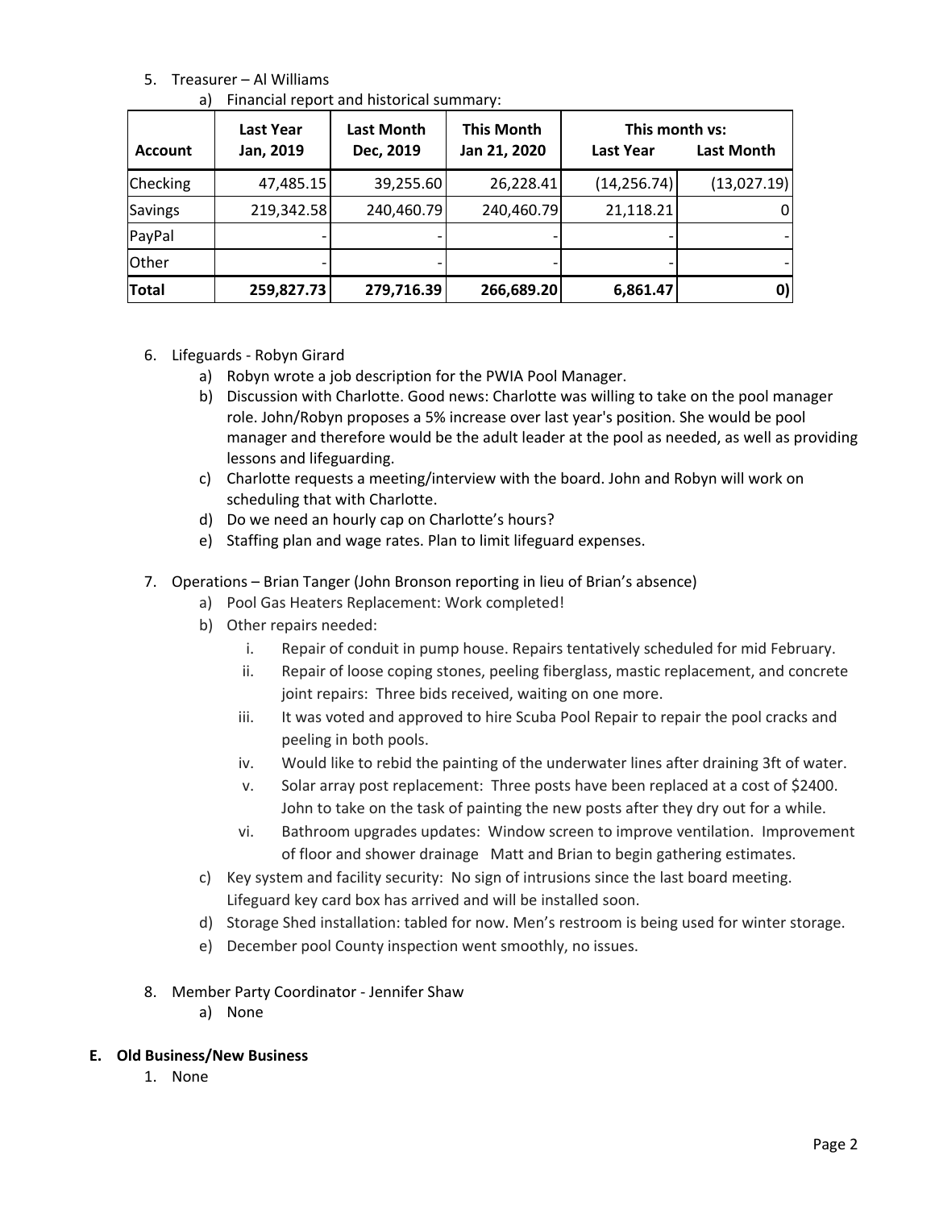5. Treasurer – Al Williams
    a) Financial report and historical summary:

| Account | Last Year Jan, 2019 | Last Month Dec, 2019 | This Month Jan 21, 2020 | This month vs: Last Year | Last Month |
|---|---|---|---|---|---|
| Checking | 47,485.15 | 39,255.60 | 26,228.41 | (14,256.74) | (13,027.19) |
| Savings | 219,342.58 | 240,460.79 | 240,460.79 | 21,118.21 | 0 |
| PayPal | - | - | - | - | - |
| Other | - | - | - | - | - |
| **Total** | **259,827.73** | **279,716.39** | **266,689.20** | **6,861.47** | **0)** |

6. Lifeguards - Robyn Girard
    a) Robyn wrote a job description for the PWIA Pool Manager.
    b) Discussion with Charlotte. Good news: Charlotte was willing to take on the pool manager role. John/Robyn proposes a 5% increase over last year's position. She would be pool manager and therefore would be the adult leader at the pool as needed, as well as providing lessons and lifeguarding.
    c) Charlotte requests a meeting/interview with the board. John and Robyn will work on scheduling that with Charlotte.
    d) Do we need an hourly cap on Charlotte's hours?
    e) Staffing plan and wage rates. Plan to limit lifeguard expenses.

7. Operations – Brian Tanger (John Bronson reporting in lieu of Brian's absence)
    a) Pool Gas Heaters Replacement: Work completed!
    b) Other repairs needed:
        i. Repair of conduit in pump house. Repairs tentatively scheduled for mid February.
        ii. Repair of loose coping stones, peeling fiberglass, mastic replacement, and concrete joint repairs: Three bids received, waiting on one more.
        iii. It was voted and approved to hire Scuba Pool Repair to repair the pool cracks and peeling in both pools.
        iv. Would like to rebid the painting of the underwater lines after draining 3ft of water.
        v. Solar array post replacement: Three posts have been replaced at a cost of $2400. John to take on the task of painting the new posts after they dry out for a while.
        vi. Bathroom upgrades updates: Window screen to improve ventilation. Improvement of floor and shower drainage Matt and Brian to begin gathering estimates.
    c) Key system and facility security: No sign of intrusions since the last board meeting. Lifeguard key card box has arrived and will be installed soon.
    d) Storage Shed installation: tabled for now. Men's restroom is being used for winter storage.
    e) December pool County inspection went smoothly, no issues.

8. Member Party Coordinator - Jennifer Shaw
    a) None

**E. Old Business/New Business**

1. None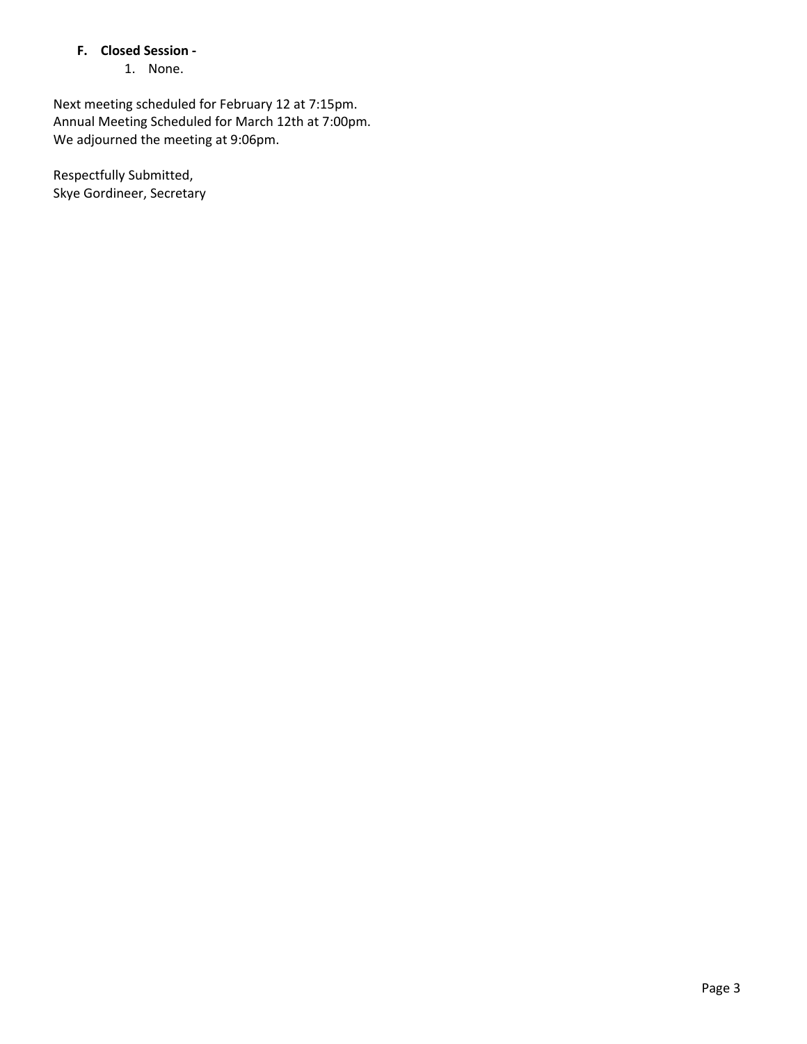**F. Closed Session -**

1. None.

Next meeting scheduled for February 12 at 7:15pm.
Annual Meeting Scheduled for March 12th at 7:00pm.
We adjourned the meeting at 9:06pm.

Respectfully Submitted,
Skye Gordineer, Secretary